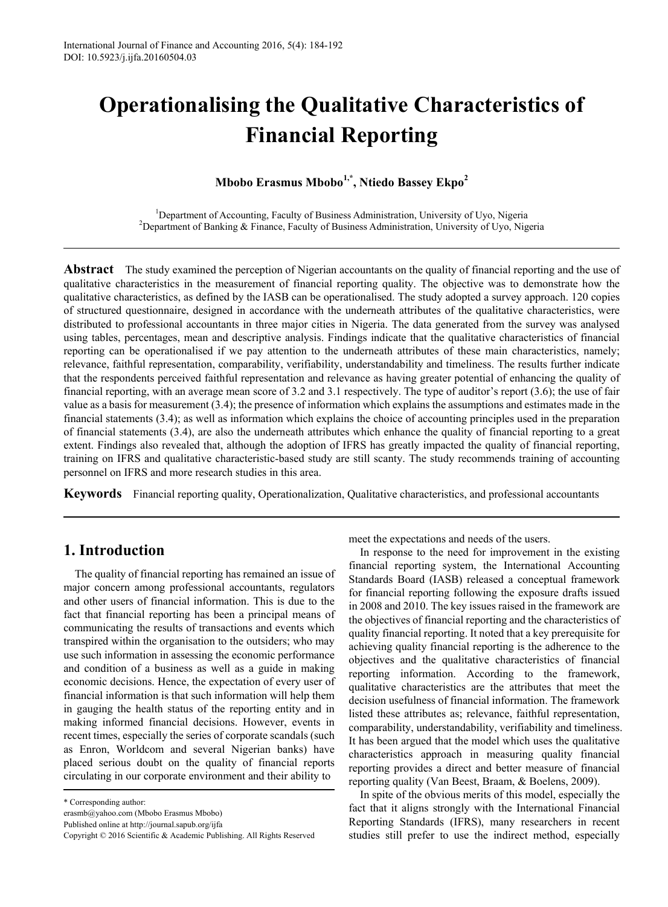# Operationalising the Qualitative Characteristics of Financial Reporting

**Mbobo Erasmus Mbobo[1,*], Ntiedo Bassey Ekpo[2]**

[1]Department of Accounting, Faculty of Business Administration, University of Uyo, Nigeria
[2]Department of Banking & Finance, Faculty of Business Administration, University of Uyo, Nigeria

**Abstract** The study examined the perception of Nigerian accountants on the quality of financial reporting and the use of qualitative characteristics in the measurement of financial reporting quality. The objective was to demonstrate how the qualitative characteristics, as defined by the IASB can be operationalised. The study adopted a survey approach. 120 copies of structured questionnaire, designed in accordance with the underneath attributes of the qualitative characteristics, were distributed to professional accountants in three major cities in Nigeria. The data generated from the survey was analysed using tables, percentages, mean and descriptive analysis. Findings indicate that the qualitative characteristics of financial reporting can be operationalised if we pay attention to the underneath attributes of these main characteristics, namely; relevance, faithful representation, comparability, verifiability, understandability and timeliness. The results further indicate that the respondents perceived faithful representation and relevance as having greater potential of enhancing the quality of financial reporting, with an average mean score of 3.2 and 3.1 respectively. The type of auditor's report (3.6); the use of fair value as a basis for measurement (3.4); the presence of information which explains the assumptions and estimates made in the financial statements (3.4); as well as information which explains the choice of accounting principles used in the preparation of financial statements (3.4), are also the underneath attributes which enhance the quality of financial reporting to a great extent. Findings also revealed that, although the adoption of IFRS has greatly impacted the quality of financial reporting, training on IFRS and qualitative characteristic-based study are still scanty. The study recommends training of accounting personnel on IFRS and more research studies in this area.

**Keywords** Financial reporting quality, Operationalization, Qualitative characteristics, and professional accountants

## 1. Introduction

The quality of financial reporting has remained an issue of major concern among professional accountants, regulators and other users of financial information. This is due to the fact that financial reporting has been a principal means of communicating the results of transactions and events which transpired within the organisation to the outsiders; who may use such information in assessing the economic performance and condition of a business as well as a guide in making economic decisions. Hence, the expectation of every user of financial information is that such information will help them in gauging the health status of the reporting entity and in making informed financial decisions. However, events in recent times, especially the series of corporate scandals (such as Enron, Worldcom and several Nigerian banks) have placed serious doubt on the quality of financial reports circulating in our corporate environment and their ability to meet the expectations and needs of the users.

In response to the need for improvement in the existing financial reporting system, the International Accounting Standards Board (IASB) released a conceptual framework for financial reporting following the exposure drafts issued in 2008 and 2010. The key issues raised in the framework are the objectives of financial reporting and the characteristics of quality financial reporting. It noted that a key prerequisite for achieving quality financial reporting is the adherence to the objectives and the qualitative characteristics of financial reporting information. According to the framework, qualitative characteristics are the attributes that meet the decision usefulness of financial information. The framework listed these attributes as; relevance, faithful representation, comparability, understandability, verifiability and timeliness. It has been argued that the model which uses the qualitative characteristics approach in measuring quality financial reporting provides a direct and better measure of financial reporting quality (Van Beest, Braam, & Boelens, 2009).

In spite of the obvious merits of this model, especially the fact that it aligns strongly with the International Financial Reporting Standards (IFRS), many researchers in recent studies still prefer to use the indirect method, especially

\* Corresponding author:
erasmb@yahoo.com (Mbobo Erasmus Mbobo)
Published online at http://journal.sapub.org/ijfa
Copyright © 2016 Scientific & Academic Publishing. All Rights Reserved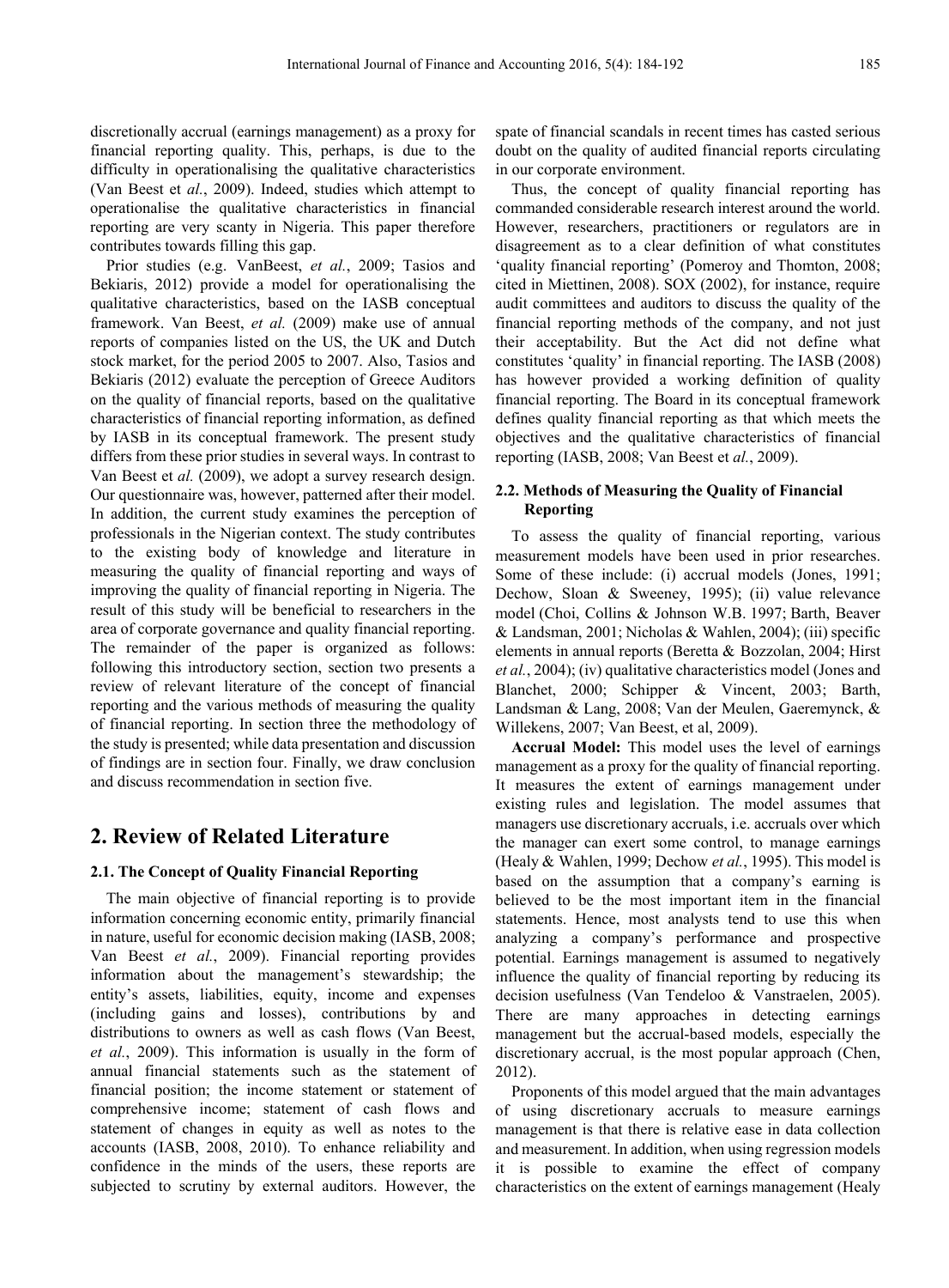discretionally accrual (earnings management) as a proxy for financial reporting quality. This, perhaps, is due to the difficulty in operationalising the qualitative characteristics (Van Beest et *al.*, 2009). Indeed, studies which attempt to operationalise the qualitative characteristics in financial reporting are very scanty in Nigeria. This paper therefore contributes towards filling this gap.

Prior studies (e.g. VanBeest, *et al.*, 2009; Tasios and Bekiaris, 2012) provide a model for operationalising the qualitative characteristics, based on the IASB conceptual framework. Van Beest, *et al.* (2009) make use of annual reports of companies listed on the US, the UK and Dutch stock market, for the period 2005 to 2007. Also, Tasios and Bekiaris (2012) evaluate the perception of Greece Auditors on the quality of financial reports, based on the qualitative characteristics of financial reporting information, as defined by IASB in its conceptual framework. The present study differs from these prior studies in several ways. In contrast to Van Beest et *al.* (2009), we adopt a survey research design. Our questionnaire was, however, patterned after their model. In addition, the current study examines the perception of professionals in the Nigerian context. The study contributes to the existing body of knowledge and literature in measuring the quality of financial reporting and ways of improving the quality of financial reporting in Nigeria. The result of this study will be beneficial to researchers in the area of corporate governance and quality financial reporting. The remainder of the paper is organized as follows: following this introductory section, section two presents a review of relevant literature of the concept of financial reporting and the various methods of measuring the quality of financial reporting. In section three the methodology of the study is presented; while data presentation and discussion of findings are in section four. Finally, we draw conclusion and discuss recommendation in section five.

# 2. Review of Related Literature

## 2.1. The Concept of Quality Financial Reporting

The main objective of financial reporting is to provide information concerning economic entity, primarily financial in nature, useful for economic decision making (IASB, 2008; Van Beest *et al.*, 2009). Financial reporting provides information about the management's stewardship; the entity's assets, liabilities, equity, income and expenses (including gains and losses), contributions by and distributions to owners as well as cash flows (Van Beest, *et al.*, 2009). This information is usually in the form of annual financial statements such as the statement of financial position; the income statement or statement of comprehensive income; statement of cash flows and statement of changes in equity as well as notes to the accounts (IASB, 2008, 2010). To enhance reliability and confidence in the minds of the users, these reports are subjected to scrutiny by external auditors. However, the spate of financial scandals in recent times has casted serious doubt on the quality of audited financial reports circulating in our corporate environment.

Thus, the concept of quality financial reporting has commanded considerable research interest around the world. However, researchers, practitioners or regulators are in disagreement as to a clear definition of what constitutes 'quality financial reporting' (Pomeroy and Thomton, 2008; cited in Miettinen, 2008). SOX (2002), for instance, require audit committees and auditors to discuss the quality of the financial reporting methods of the company, and not just their acceptability. But the Act did not define what constitutes 'quality' in financial reporting. The IASB (2008) has however provided a working definition of quality financial reporting. The Board in its conceptual framework defines quality financial reporting as that which meets the objectives and the qualitative characteristics of financial reporting (IASB, 2008; Van Beest et *al.*, 2009).

## 2.2. Methods of Measuring the Quality of Financial Reporting

To assess the quality of financial reporting, various measurement models have been used in prior researches. Some of these include: (i) accrual models (Jones, 1991; Dechow, Sloan & Sweeney, 1995); (ii) value relevance model (Choi, Collins & Johnson W.B. 1997; Barth, Beaver & Landsman, 2001; Nicholas & Wahlen, 2004); (iii) specific elements in annual reports (Beretta & Bozzolan, 2004; Hirst *et al.*, 2004); (iv) qualitative characteristics model (Jones and Blanchet, 2000; Schipper & Vincent, 2003; Barth, Landsman & Lang, 2008; Van der Meulen, Gaeremynck, & Willekens, 2007; Van Beest, et al, 2009).

**Accrual Model:** This model uses the level of earnings management as a proxy for the quality of financial reporting. It measures the extent of earnings management under existing rules and legislation. The model assumes that managers use discretionary accruals, i.e. accruals over which the manager can exert some control, to manage earnings (Healy & Wahlen, 1999; Dechow *et al.*, 1995). This model is based on the assumption that a company's earning is believed to be the most important item in the financial statements. Hence, most analysts tend to use this when analyzing a company's performance and prospective potential. Earnings management is assumed to negatively influence the quality of financial reporting by reducing its decision usefulness (Van Tendeloo & Vanstraelen, 2005). There are many approaches in detecting earnings management but the accrual-based models, especially the discretionary accrual, is the most popular approach (Chen, 2012).

Proponents of this model argued that the main advantages of using discretionary accruals to measure earnings management is that there is relative ease in data collection and measurement. In addition, when using regression models it is possible to examine the effect of company characteristics on the extent of earnings management (Healy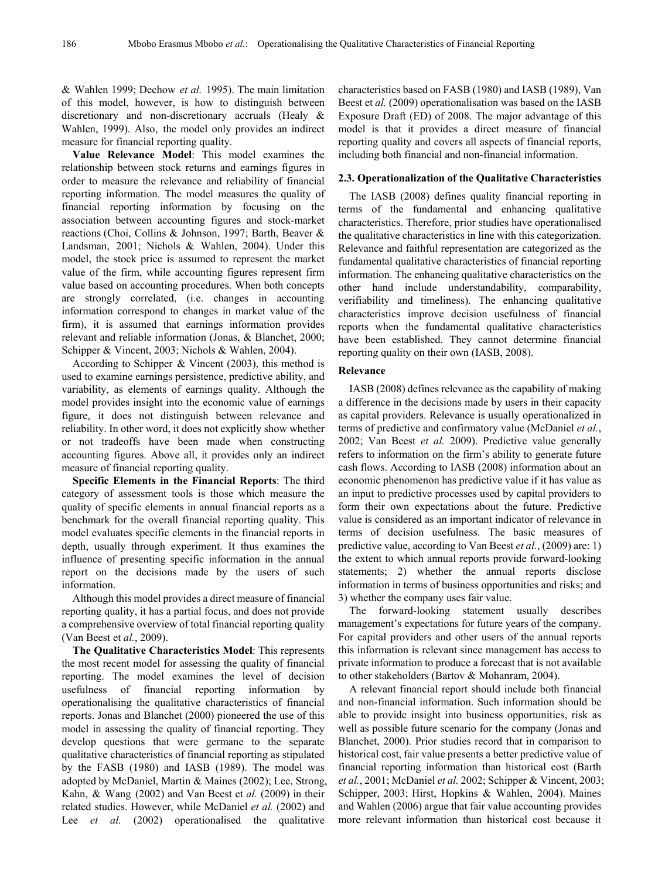& Wahlen 1999; Dechow *et al.* 1995). The main limitation of this model, however, is how to distinguish between discretionary and non-discretionary accruals (Healy & Wahlen, 1999). Also, the model only provides an indirect measure for financial reporting quality.

**Value Relevance Model**: This model examines the relationship between stock returns and earnings figures in order to measure the relevance and reliability of financial reporting information. The model measures the quality of financial reporting information by focusing on the association between accounting figures and stock-market reactions (Choi, Collins & Johnson, 1997; Barth, Beaver & Landsman, 2001; Nichols & Wahlen, 2004). Under this model, the stock price is assumed to represent the market value of the firm, while accounting figures represent firm value based on accounting procedures. When both concepts are strongly correlated, (i.e. changes in accounting information correspond to changes in market value of the firm), it is assumed that earnings information provides relevant and reliable information (Jonas, & Blanchet, 2000; Schipper & Vincent, 2003; Nichols & Wahlen, 2004).

According to Schipper & Vincent (2003), this method is used to examine earnings persistence, predictive ability, and variability, as elements of earnings quality. Although the model provides insight into the economic value of earnings figure, it does not distinguish between relevance and reliability. In other word, it does not explicitly show whether or not tradeoffs have been made when constructing accounting figures. Above all, it provides only an indirect measure of financial reporting quality.

**Specific Elements in the Financial Reports**: The third category of assessment tools is those which measure the quality of specific elements in annual financial reports as a benchmark for the overall financial reporting quality. This model evaluates specific elements in the financial reports in depth, usually through experiment. It thus examines the influence of presenting specific information in the annual report on the decisions made by the users of such information.

Although this model provides a direct measure of financial reporting quality, it has a partial focus, and does not provide a comprehensive overview of total financial reporting quality (Van Beest et *al.*, 2009).

**The Qualitative Characteristics Model**: This represents the most recent model for assessing the quality of financial reporting. The model examines the level of decision usefulness of financial reporting information by operationalising the qualitative characteristics of financial reports. Jonas and Blanchet (2000) pioneered the use of this model in assessing the quality of financial reporting. They develop questions that were germane to the separate qualitative characteristics of financial reporting as stipulated by the FASB (1980) and IASB (1989). The model was adopted by McDaniel, Martin & Maines (2002); Lee, Strong, Kahn, & Wang (2002) and Van Beest et *al.* (2009) in their related studies. However, while McDaniel *et al.* (2002) and Lee *et al.* (2002) operationalised the qualitative characteristics based on FASB (1980) and IASB (1989), Van Beest et *al.* (2009) operationalisation was based on the IASB Exposure Draft (ED) of 2008. The major advantage of this model is that it provides a direct measure of financial reporting quality and covers all aspects of financial reports, including both financial and non-financial information.

### 2.3. Operationalization of the Qualitative Characteristics

The IASB (2008) defines quality financial reporting in terms of the fundamental and enhancing qualitative characteristics. Therefore, prior studies have operationalised the qualitative characteristics in line with this categorization. Relevance and faithful representation are categorized as the fundamental qualitative characteristics of financial reporting information. The enhancing qualitative characteristics on the other hand include understandability, comparability, verifiability and timeliness). The enhancing qualitative characteristics improve decision usefulness of financial reports when the fundamental qualitative characteristics have been established. They cannot determine financial reporting quality on their own (IASB, 2008).

#### Relevance

IASB (2008) defines relevance as the capability of making a difference in the decisions made by users in their capacity as capital providers. Relevance is usually operationalized in terms of predictive and confirmatory value (McDaniel *et al.*, 2002; Van Beest *et al.* 2009). Predictive value generally refers to information on the firm's ability to generate future cash flows. According to IASB (2008) information about an economic phenomenon has predictive value if it has value as an input to predictive processes used by capital providers to form their own expectations about the future. Predictive value is considered as an important indicator of relevance in terms of decision usefulness. The basic measures of predictive value, according to Van Beest *et al.*, (2009) are: 1) the extent to which annual reports provide forward-looking statements; 2) whether the annual reports disclose information in terms of business opportunities and risks; and 3) whether the company uses fair value.

The forward-looking statement usually describes management's expectations for future years of the company. For capital providers and other users of the annual reports this information is relevant since management has access to private information to produce a forecast that is not available to other stakeholders (Bartov & Mohanram, 2004).

A relevant financial report should include both financial and non-financial information. Such information should be able to provide insight into business opportunities, risk as well as possible future scenario for the company (Jonas and Blanchet, 2000). Prior studies record that in comparison to historical cost, fair value presents a better predictive value of financial reporting information than historical cost (Barth *et al.*, 2001; McDaniel *et al.* 2002; Schipper & Vincent, 2003; Schipper, 2003; Hirst, Hopkins & Wahlen, 2004). Maines and Wahlen (2006) argue that fair value accounting provides more relevant information than historical cost because it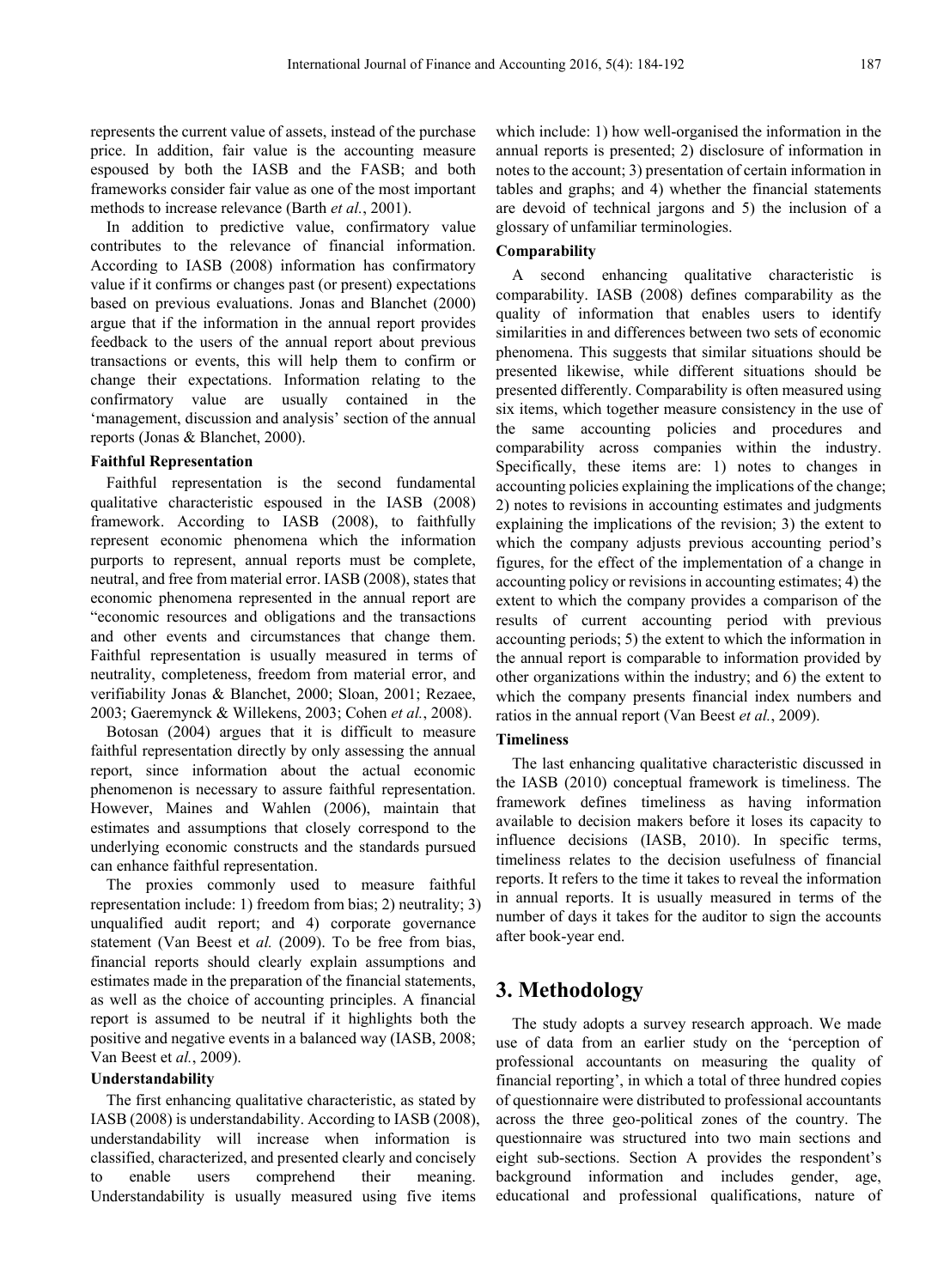represents the current value of assets, instead of the purchase price. In addition, fair value is the accounting measure espoused by both the IASB and the FASB; and both frameworks consider fair value as one of the most important methods to increase relevance (Barth *et al.*, 2001).

In addition to predictive value, confirmatory value contributes to the relevance of financial information. According to IASB (2008) information has confirmatory value if it confirms or changes past (or present) expectations based on previous evaluations. Jonas and Blanchet (2000) argue that if the information in the annual report provides feedback to the users of the annual report about previous transactions or events, this will help them to confirm or change their expectations. Information relating to the confirmatory value are usually contained in the 'management, discussion and analysis' section of the annual reports (Jonas & Blanchet, 2000).

#### Faithful Representation

Faithful representation is the second fundamental qualitative characteristic espoused in the IASB (2008) framework. According to IASB (2008), to faithfully represent economic phenomena which the information purports to represent, annual reports must be complete, neutral, and free from material error. IASB (2008), states that economic phenomena represented in the annual report are "economic resources and obligations and the transactions and other events and circumstances that change them. Faithful representation is usually measured in terms of neutrality, completeness, freedom from material error, and verifiability Jonas & Blanchet, 2000; Sloan, 2001; Rezaee, 2003; Gaeremynck & Willekens, 2003; Cohen *et al.*, 2008).

Botosan (2004) argues that it is difficult to measure faithful representation directly by only assessing the annual report, since information about the actual economic phenomenon is necessary to assure faithful representation. However, Maines and Wahlen (2006), maintain that estimates and assumptions that closely correspond to the underlying economic constructs and the standards pursued can enhance faithful representation.

The proxies commonly used to measure faithful representation include: 1) freedom from bias; 2) neutrality; 3) unqualified audit report; and 4) corporate governance statement (Van Beest et *al.* (2009). To be free from bias, financial reports should clearly explain assumptions and estimates made in the preparation of the financial statements, as well as the choice of accounting principles. A financial report is assumed to be neutral if it highlights both the positive and negative events in a balanced way (IASB, 2008; Van Beest et *al.*, 2009).

#### Understandability

The first enhancing qualitative characteristic, as stated by IASB (2008) is understandability. According to IASB (2008), understandability will increase when information is classified, characterized, and presented clearly and concisely to enable users comprehend their meaning. Understandability is usually measured using five items which include: 1) how well-organised the information in the annual reports is presented; 2) disclosure of information in notes to the account; 3) presentation of certain information in tables and graphs; and 4) whether the financial statements are devoid of technical jargons and 5) the inclusion of a glossary of unfamiliar terminologies.

#### Comparability

A second enhancing qualitative characteristic is comparability. IASB (2008) defines comparability as the quality of information that enables users to identify similarities in and differences between two sets of economic phenomena. This suggests that similar situations should be presented likewise, while different situations should be presented differently. Comparability is often measured using six items, which together measure consistency in the use of the same accounting policies and procedures and comparability across companies within the industry. Specifically, these items are: 1) notes to changes in accounting policies explaining the implications of the change; 2) notes to revisions in accounting estimates and judgments explaining the implications of the revision; 3) the extent to which the company adjusts previous accounting period's figures, for the effect of the implementation of a change in accounting policy or revisions in accounting estimates; 4) the extent to which the company provides a comparison of the results of current accounting period with previous accounting periods; 5) the extent to which the information in the annual report is comparable to information provided by other organizations within the industry; and 6) the extent to which the company presents financial index numbers and ratios in the annual report (Van Beest *et al.*, 2009).

#### Timeliness

The last enhancing qualitative characteristic discussed in the IASB (2010) conceptual framework is timeliness. The framework defines timeliness as having information available to decision makers before it loses its capacity to influence decisions (IASB, 2010). In specific terms, timeliness relates to the decision usefulness of financial reports. It refers to the time it takes to reveal the information in annual reports. It is usually measured in terms of the number of days it takes for the auditor to sign the accounts after book-year end.

## 3. Methodology

The study adopts a survey research approach. We made use of data from an earlier study on the 'perception of professional accountants on measuring the quality of financial reporting', in which a total of three hundred copies of questionnaire were distributed to professional accountants across the three geo-political zones of the country. The questionnaire was structured into two main sections and eight sub-sections. Section A provides the respondent's background information and includes gender, age, educational and professional qualifications, nature of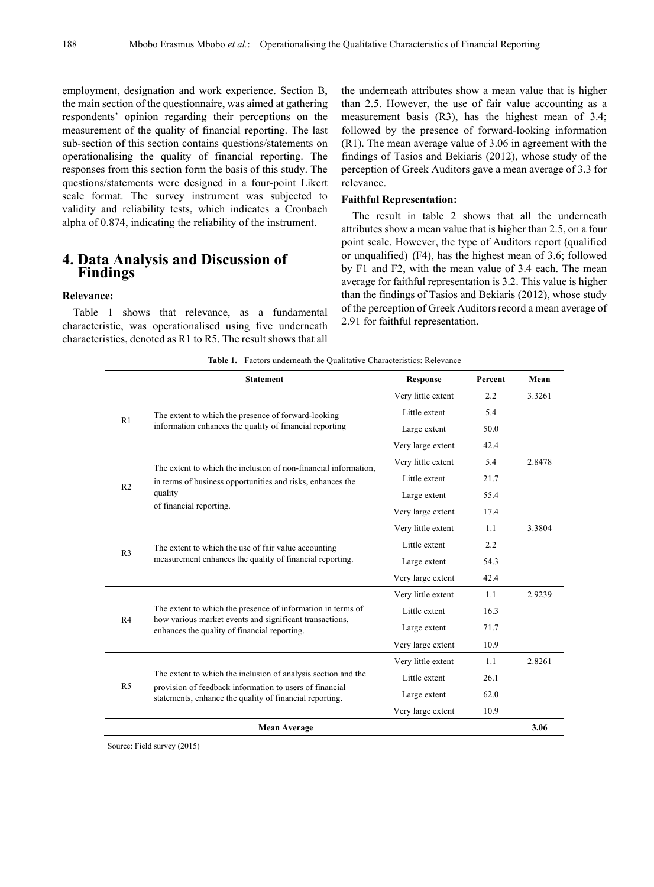employment, designation and work experience. Section B, the main section of the questionnaire, was aimed at gathering respondents' opinion regarding their perceptions on the measurement of the quality of financial reporting. The last sub-section of this section contains questions/statements on operationalising the quality of financial reporting. The responses from this section form the basis of this study. The questions/statements were designed in a four-point Likert scale format. The survey instrument was subjected to validity and reliability tests, which indicates a Cronbach alpha of 0.874, indicating the reliability of the instrument.

## 4. Data Analysis and Discussion of Findings

**Relevance:**

Table 1 shows that relevance, as a fundamental characteristic, was operationalised using five underneath characteristics, denoted as R1 to R5. The result shows that all the underneath attributes show a mean value that is higher than 2.5. However, the use of fair value accounting as a measurement basis (R3), has the highest mean of 3.4; followed by the presence of forward-looking information (R1). The mean average value of 3.06 in agreement with the findings of Tasios and Bekiaris (2012), whose study of the perception of Greek Auditors gave a mean average of 3.3 for relevance.

**Faithful Representation:**

The result in table 2 shows that all the underneath attributes show a mean value that is higher than 2.5, on a four point scale. However, the type of Auditors report (qualified or unqualified) (F4), has the highest mean of 3.6; followed by F1 and F2, with the mean value of 3.4 each. The mean average for faithful representation is 3.2. This value is higher than the findings of Tasios and Bekiaris (2012), whose study of the perception of Greek Auditors record a mean average of 2.91 for faithful representation.

**Table 1.** Factors underneath the Qualitative Characteristics: Relevance

| | Statement | Response | Percent | Mean |
|---|---|---|---|---|
| R1 | The extent to which the presence of forward-looking information enhances the quality of financial reporting | Very little extent | 2.2 | 3.3261 |
| | | Little extent | 5.4 | |
| | | Large extent | 50.0 | |
| | | Very large extent | 42.4 | |
| R2 | The extent to which the inclusion of non-financial information, in terms of business opportunities and risks, enhances the quality of financial reporting. | Very little extent | 5.4 | 2.8478 |
| | | Little extent | 21.7 | |
| | | Large extent | 55.4 | |
| | | Very large extent | 17.4 | |
| R3 | The extent to which the use of fair value accounting measurement enhances the quality of financial reporting. | Very little extent | 1.1 | 3.3804 |
| | | Little extent | 2.2 | |
| | | Large extent | 54.3 | |
| | | Very large extent | 42.4 | |
| R4 | The extent to which the presence of information in terms of how various market events and significant transactions, enhances the quality of financial reporting. | Very little extent | 1.1 | 2.9239 |
| | | Little extent | 16.3 | |
| | | Large extent | 71.7 | |
| | | Very large extent | 10.9 | |
| R5 | The extent to which the inclusion of analysis section and the provision of feedback information to users of financial statements, enhance the quality of financial reporting. | Very little extent | 1.1 | 2.8261 |
| | | Little extent | 26.1 | |
| | | Large extent | 62.0 | |
| | | Very large extent | 10.9 | |
| | **Mean Average** | | | **3.06** |

Source: Field survey (2015)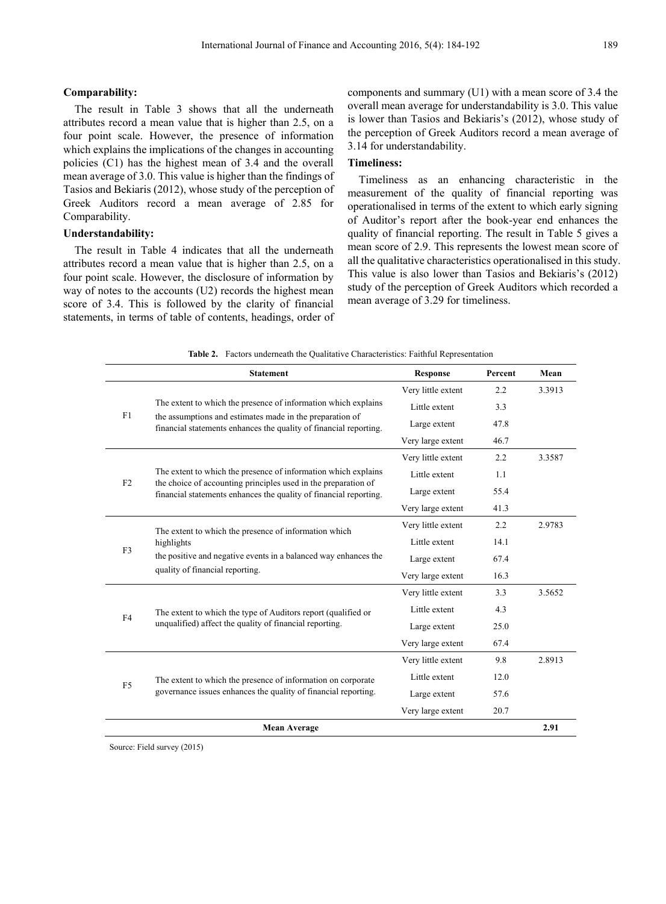### Comparability:

The result in Table 3 shows that all the underneath attributes record a mean value that is higher than 2.5, on a four point scale. However, the presence of information which explains the implications of the changes in accounting policies (C1) has the highest mean of 3.4 and the overall mean average of 3.0. This value is higher than the findings of Tasios and Bekiaris (2012), whose study of the perception of Greek Auditors record a mean average of 2.85 for Comparability.

### Understandability:

The result in Table 4 indicates that all the underneath attributes record a mean value that is higher than 2.5, on a four point scale. However, the disclosure of information by way of notes to the accounts (U2) records the highest mean score of 3.4. This is followed by the clarity of financial statements, in terms of table of contents, headings, order of components and summary (U1) with a mean score of 3.4 the overall mean average for understandability is 3.0. This value is lower than Tasios and Bekiaris's (2012), whose study of the perception of Greek Auditors record a mean average of 3.14 for understandability.

### Timeliness:

Timeliness as an enhancing characteristic in the measurement of the quality of financial reporting was operationalised in terms of the extent to which early signing of Auditor's report after the book-year end enhances the quality of financial reporting. The result in Table 5 gives a mean score of 2.9. This represents the lowest mean score of all the qualitative characteristics operationalised in this study. This value is also lower than Tasios and Bekiaris's (2012) study of the perception of Greek Auditors which recorded a mean average of 3.29 for timeliness.

**Table 2.** Factors underneath the Qualitative Characteristics: Faithful Representation

| | Statement | Response | Percent | Mean |
|---|---|---|---|---|
| F1 | The extent to which the presence of information which explains the assumptions and estimates made in the preparation of financial statements enhances the quality of financial reporting. | Very little extent | 2.2 | 3.3913 |
| | | Little extent | 3.3 | |
| | | Large extent | 47.8 | |
| | | Very large extent | 46.7 | |
| F2 | The extent to which the presence of information which explains the choice of accounting principles used in the preparation of financial statements enhances the quality of financial reporting. | Very little extent | 2.2 | 3.3587 |
| | | Little extent | 1.1 | |
| | | Large extent | 55.4 | |
| | | Very large extent | 41.3 | |
| F3 | The extent to which the presence of information which highlights the positive and negative events in a balanced way enhances the quality of financial reporting. | Very little extent | 2.2 | 2.9783 |
| | | Little extent | 14.1 | |
| | | Large extent | 67.4 | |
| | | Very large extent | 16.3 | |
| F4 | The extent to which the type of Auditors report (qualified or unqualified) affect the quality of financial reporting. | Very little extent | 3.3 | 3.5652 |
| | | Little extent | 4.3 | |
| | | Large extent | 25.0 | |
| | | Very large extent | 67.4 | |
| F5 | The extent to which the presence of information on corporate governance issues enhances the quality of financial reporting. | Very little extent | 9.8 | 2.8913 |
| | | Little extent | 12.0 | |
| | | Large extent | 57.6 | |
| | | Very large extent | 20.7 | |
| **Mean Average** | | | | **2.91** |

Source: Field survey (2015)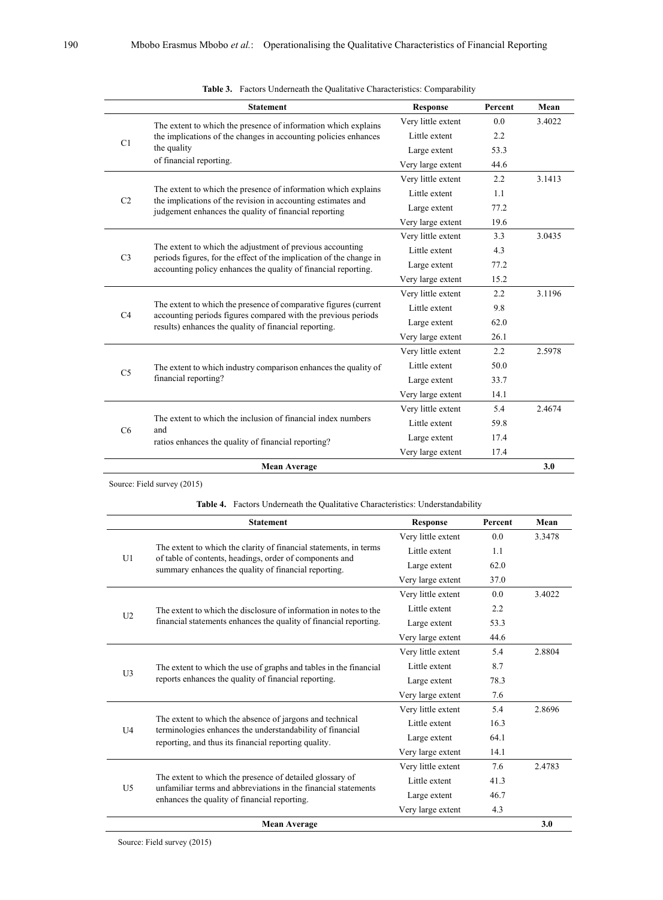**Table 3.** Factors Underneath the Qualitative Characteristics: Comparability

| | Statement | Response | Percent | Mean |
|---|---|---|---|---|
| C1 | The extent to which the presence of information which explains the implications of the changes in accounting policies enhances the quality of financial reporting. | Very little extent | 0.0 | 3.4022 |
| | | Little extent | 2.2 | |
| | | Large extent | 53.3 | |
| | | Very large extent | 44.6 | |
| C2 | The extent to which the presence of information which explains the implications of the revision in accounting estimates and judgement enhances the quality of financial reporting | Very little extent | 2.2 | 3.1413 |
| | | Little extent | 1.1 | |
| | | Large extent | 77.2 | |
| | | Very large extent | 19.6 | |
| C3 | The extent to which the adjustment of previous accounting periods figures, for the effect of the implication of the change in accounting policy enhances the quality of financial reporting. | Very little extent | 3.3 | 3.0435 |
| | | Little extent | 4.3 | |
| | | Large extent | 77.2 | |
| | | Very large extent | 15.2 | |
| C4 | The extent to which the presence of comparative figures (current accounting periods figures compared with the previous periods results) enhances the quality of financial reporting. | Very little extent | 2.2 | 3.1196 |
| | | Little extent | 9.8 | |
| | | Large extent | 62.0 | |
| | | Very large extent | 26.1 | |
| C5 | The extent to which industry comparison enhances the quality of financial reporting? | Very little extent | 2.2 | 2.5978 |
| | | Little extent | 50.0 | |
| | | Large extent | 33.7 | |
| | | Very large extent | 14.1 | |
| C6 | The extent to which the inclusion of financial index numbers and ratios enhances the quality of financial reporting? | Very little extent | 5.4 | 2.4674 |
| | | Little extent | 59.8 | |
| | | Large extent | 17.4 | |
| | | Very large extent | 17.4 | |
| | **Mean Average** | | | **3.0** |

Source: Field survey (2015)

**Table 4.** Factors Underneath the Qualitative Characteristics: Understandability

| | Statement | Response | Percent | Mean |
|---|---|---|---|---|
| U1 | The extent to which the clarity of financial statements, in terms of table of contents, headings, order of components and summary enhances the quality of financial reporting. | Very little extent | 0.0 | 3.3478 |
| | | Little extent | 1.1 | |
| | | Large extent | 62.0 | |
| | | Very large extent | 37.0 | |
| U2 | The extent to which the disclosure of information in notes to the financial statements enhances the quality of financial reporting. | Very little extent | 0.0 | 3.4022 |
| | | Little extent | 2.2 | |
| | | Large extent | 53.3 | |
| | | Very large extent | 44.6 | |
| U3 | The extent to which the use of graphs and tables in the financial reports enhances the quality of financial reporting. | Very little extent | 5.4 | 2.8804 |
| | | Little extent | 8.7 | |
| | | Large extent | 78.3 | |
| | | Very large extent | 7.6 | |
| U4 | The extent to which the absence of jargons and technical terminologies enhances the understandability of financial reporting, and thus its financial reporting quality. | Very little extent | 5.4 | 2.8696 |
| | | Little extent | 16.3 | |
| | | Large extent | 64.1 | |
| | | Very large extent | 14.1 | |
| U5 | The extent to which the presence of detailed glossary of unfamiliar terms and abbreviations in the financial statements enhances the quality of financial reporting. | Very little extent | 7.6 | 2.4783 |
| | | Little extent | 41.3 | |
| | | Large extent | 46.7 | |
| | | Very large extent | 4.3 | |
| | **Mean Average** | | | **3.0** |

Source: Field survey (2015)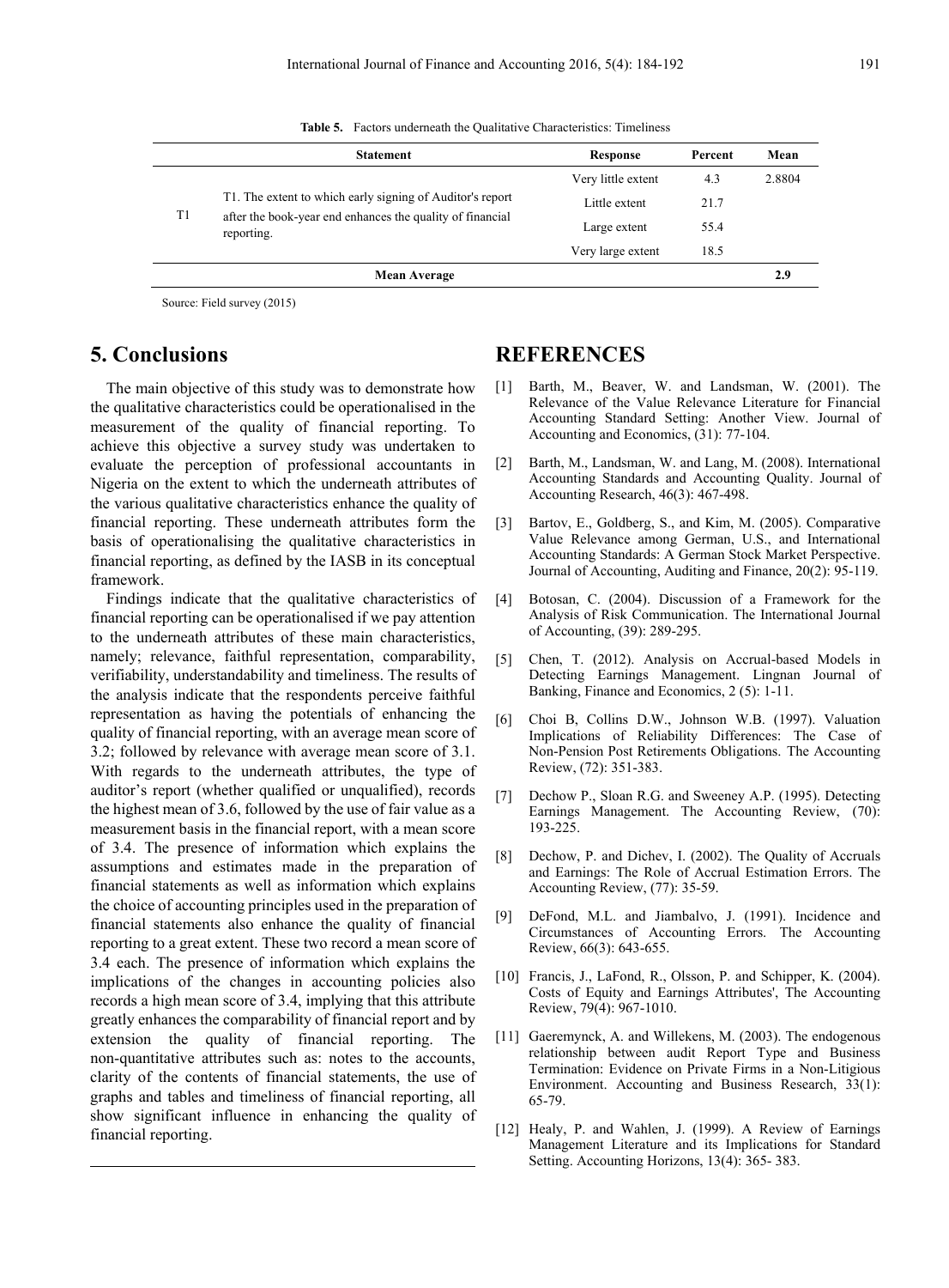**Table 5.** Factors underneath the Qualitative Characteristics: Timeliness

| | Statement | Response | Percent | Mean |
|---|---|---|---|---|
| T1 | T1. The extent to which early signing of Auditor's report after the book-year end enhances the quality of financial reporting. | Very little extent | 4.3 | 2.8804 |
| | | Little extent | 21.7 | |
| | | Large extent | 55.4 | |
| | | Very large extent | 18.5 | |
| | **Mean Average** | | | **2.9** |

Source: Field survey (2015)

# 5. Conclusions

The main objective of this study was to demonstrate how the qualitative characteristics could be operationalised in the measurement of the quality of financial reporting. To achieve this objective a survey study was undertaken to evaluate the perception of professional accountants in Nigeria on the extent to which the underneath attributes of the various qualitative characteristics enhance the quality of financial reporting. These underneath attributes form the basis of operationalising the qualitative characteristics in financial reporting, as defined by the IASB in its conceptual framework.

Findings indicate that the qualitative characteristics of financial reporting can be operationalised if we pay attention to the underneath attributes of these main characteristics, namely; relevance, faithful representation, comparability, verifiability, understandability and timeliness. The results of the analysis indicate that the respondents perceive faithful representation as having the potentials of enhancing the quality of financial reporting, with an average mean score of 3.2; followed by relevance with average mean score of 3.1. With regards to the underneath attributes, the type of auditor's report (whether qualified or unqualified), records the highest mean of 3.6, followed by the use of fair value as a measurement basis in the financial report, with a mean score of 3.5. The presence of information which explains the assumptions and estimates made in the preparation of financial statements as well as information which explains the choice of accounting principles used in the preparation of financial statements also enhance the quality of financial reporting to a great extent. These two record a mean score of 3.4 each. The presence of information which explains the implications of the changes in accounting policies also records a high mean score of 3.4, implying that this attribute greatly enhances the comparability of financial report and by extension the quality of financial reporting. The non-quantitative attributes such as: notes to the accounts, clarity of the contents of financial statements, the use of graphs and tables and timeliness of financial reporting, all show significant influence in enhancing the quality of financial reporting.

# REFERENCES

[1] Barth, M., Beaver, W. and Landsman, W. (2001). The Relevance of the Value Relevance Literature for Financial Accounting Standard Setting: Another View. Journal of Accounting and Economics, (31): 77-104.

[2] Barth, M., Landsman, W. and Lang, M. (2008). International Accounting Standards and Accounting Quality. Journal of Accounting Research, 46(3): 467-498.

[3] Bartov, E., Goldberg, S., and Kim, M. (2005). Comparative Value Relevance among German, U.S., and International Accounting Standards: A German Stock Market Perspective. Journal of Accounting, Auditing and Finance, 20(2): 95-119.

[4] Botosan, C. (2004). Discussion of a Framework for the Analysis of Risk Communication. The International Journal of Accounting, (39): 289-295.

[5] Chen, T. (2012). Analysis on Accrual-based Models in Detecting Earnings Management. Lingnan Journal of Banking, Finance and Economics, 2 (5): 1-11.

[6] Choi B, Collins D.W., Johnson W.B. (1997). Valuation Implications of Reliability Differences: The Case of Non-Pension Post Retirements Obligations. The Accounting Review, (72): 351-383.

[7] Dechow P., Sloan R.G. and Sweeney A.P. (1995). Detecting Earnings Management. The Accounting Review, (70): 193-225.

[8] Dechow, P. and Dichev, I. (2002). The Quality of Accruals and Earnings: The Role of Accrual Estimation Errors. The Accounting Review, (77): 35-59.

[9] DeFond, M.L. and Jiambalvo, J. (1991). Incidence and Circumstances of Accounting Errors. The Accounting Review, 66(3): 643-655.

[10] Francis, J., LaFond, R., Olsson, P. and Schipper, K. (2004). Costs of Equity and Earnings Attributes', The Accounting Review, 79(4): 967-1010.

[11] Gaeremynck, A. and Willekens, M. (2003). The endogenous relationship between audit Report Type and Business Termination: Evidence on Private Firms in a Non-Litigious Environment. Accounting and Business Research, 33(1): 65-79.

[12] Healy, P. and Wahlen, J. (1999). A Review of Earnings Management Literature and its Implications for Standard Setting. Accounting Horizons, 13(4): 365- 383.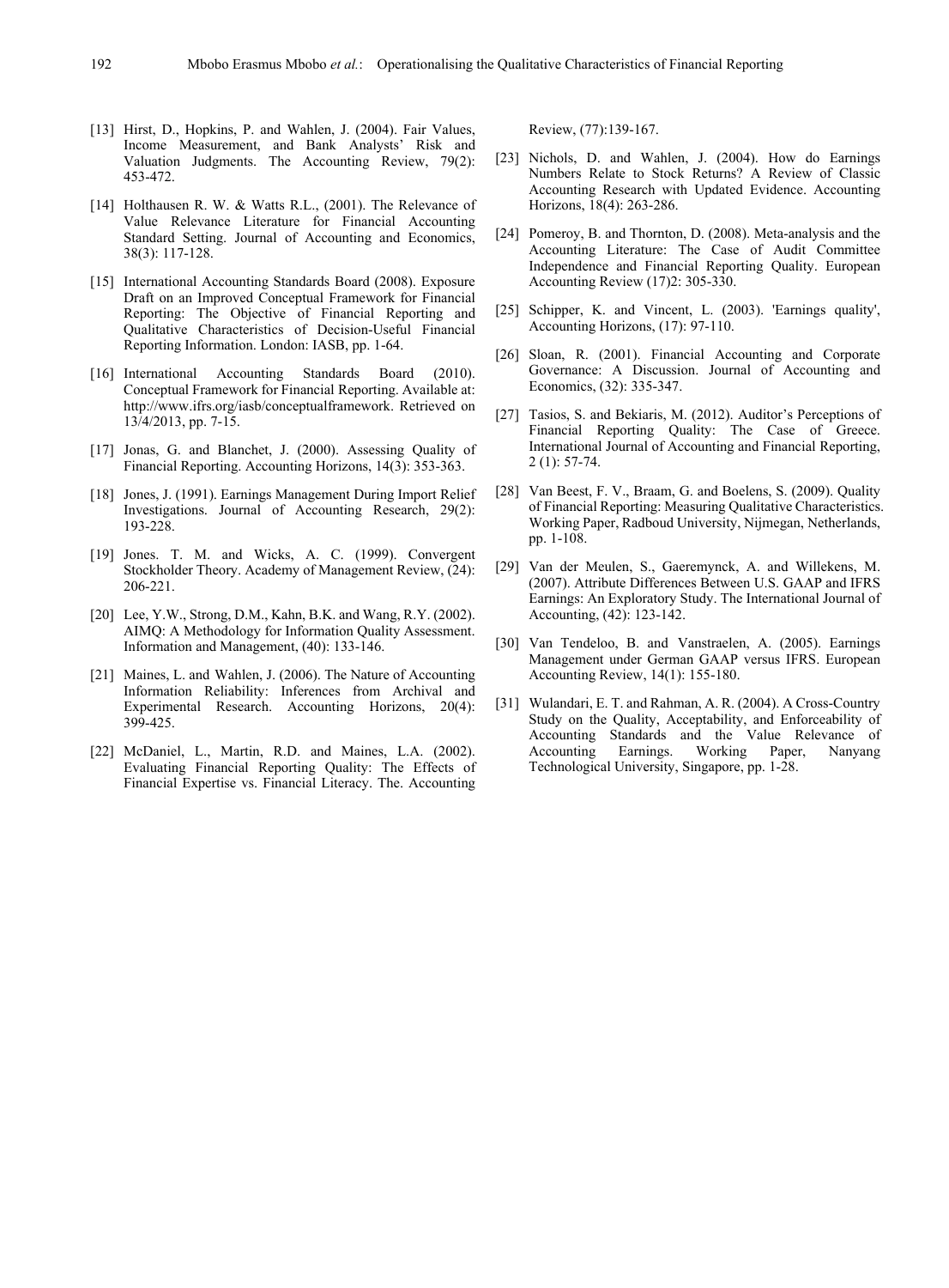[13] Hirst, D., Hopkins, P. and Wahlen, J. (2004). Fair Values, Income Measurement, and Bank Analysts' Risk and Valuation Judgments. The Accounting Review, 79(2): 453-472.

[14] Holthausen R. W. & Watts R.L., (2001). The Relevance of Value Relevance Literature for Financial Accounting Standard Setting. Journal of Accounting and Economics, 38(3): 117-128.

[15] International Accounting Standards Board (2008). Exposure Draft on an Improved Conceptual Framework for Financial Reporting: The Objective of Financial Reporting and Qualitative Characteristics of Decision-Useful Financial Reporting Information. London: IASB, pp. 1-64.

[16] International Accounting Standards Board (2010). Conceptual Framework for Financial Reporting. Available at: http://www.ifrs.org/iasb/conceptualframework. Retrieved on 13/4/2013, pp. 7-15.

[17] Jonas, G. and Blanchet, J. (2000). Assessing Quality of Financial Reporting. Accounting Horizons, 14(3): 353-363.

[18] Jones, J. (1991). Earnings Management During Import Relief Investigations. Journal of Accounting Research, 29(2): 193-228.

[19] Jones. T. M. and Wicks, A. C. (1999). Convergent Stockholder Theory. Academy of Management Review, (24): 206-221.

[20] Lee, Y.W., Strong, D.M., Kahn, B.K. and Wang, R.Y. (2002). AIMQ: A Methodology for Information Quality Assessment. Information and Management, (40): 133-146.

[21] Maines, L. and Wahlen, J. (2006). The Nature of Accounting Information Reliability: Inferences from Archival and Experimental Research. Accounting Horizons, 20(4): 399-425.

[22] McDaniel, L., Martin, R.D. and Maines, L.A. (2002). Evaluating Financial Reporting Quality: The Effects of Financial Expertise vs. Financial Literacy. The. Accounting Review, (77):139-167.

[23] Nichols, D. and Wahlen, J. (2004). How do Earnings Numbers Relate to Stock Returns? A Review of Classic Accounting Research with Updated Evidence. Accounting Horizons, 18(4): 263-286.

[24] Pomeroy, B. and Thornton, D. (2008). Meta-analysis and the Accounting Literature: The Case of Audit Committee Independence and Financial Reporting Quality. European Accounting Review (17)2: 305-330.

[25] Schipper, K. and Vincent, L. (2003). 'Earnings quality', Accounting Horizons, (17): 97-110.

[26] Sloan, R. (2001). Financial Accounting and Corporate Governance: A Discussion. Journal of Accounting and Economics, (32): 335-347.

[27] Tasios, S. and Bekiaris, M. (2012). Auditor's Perceptions of Financial Reporting Quality: The Case of Greece. International Journal of Accounting and Financial Reporting, 2 (1): 57-74.

[28] Van Beest, F. V., Braam, G. and Boelens, S. (2009). Quality of Financial Reporting: Measuring Qualitative Characteristics. Working Paper, Radboud University, Nijmegan, Netherlands, pp. 1-108.

[29] Van der Meulen, S., Gaeremynck, A. and Willekens, M. (2007). Attribute Differences Between U.S. GAAP and IFRS Earnings: An Exploratory Study. The International Journal of Accounting, (42): 123-142.

[30] Van Tendeloo, B. and Vanstraelen, A. (2005). Earnings Management under German GAAP versus IFRS. European Accounting Review, 14(1): 155-180.

[31] Wulandari, E. T. and Rahman, A. R. (2004). A Cross-Country Study on the Quality, Acceptability, and Enforceability of Accounting Standards and the Value Relevance of Accounting Earnings. Working Paper, Nanyang Technological University, Singapore, pp. 1-28.